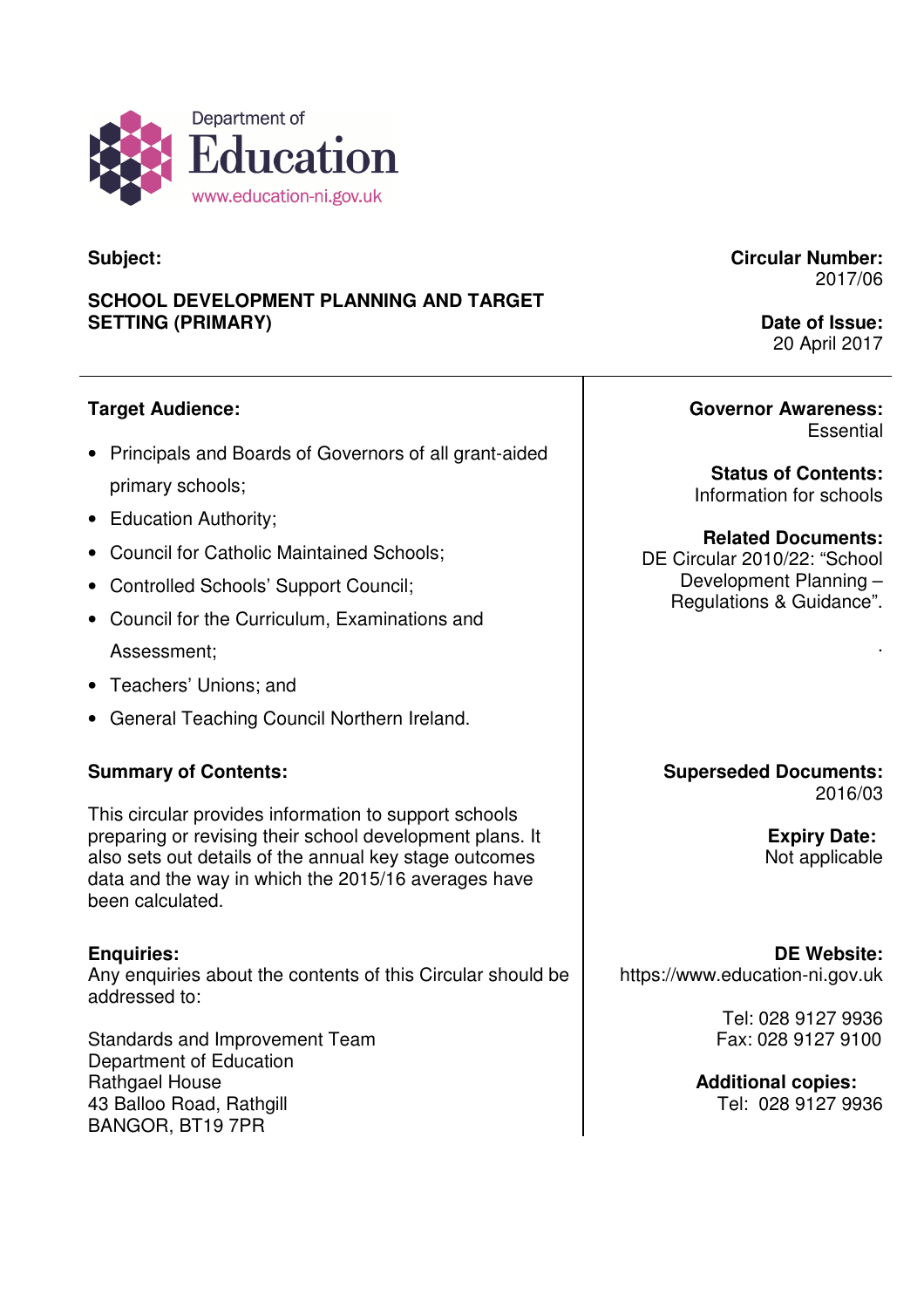Department of
# Education
www.education-ni.gov.uk

**Subject:**

**SCHOOL DEVELOPMENT PLANNING AND TARGET SETTING (PRIMARY)**

**Circular Number:**
2017/06

**Date of Issue:**
20 April 2017

**Target Audience:**

- Principals and Boards of Governors of all grant-aided primary schools;
- Education Authority;
- Council for Catholic Maintained Schools;
- Controlled Schools' Support Council;
- Council for the Curriculum, Examinations and Assessment;
- Teachers' Unions; and
- General Teaching Council Northern Ireland.

**Governor Awareness:**
Essential

**Status of Contents:**
Information for schools

**Related Documents:**
DE Circular 2010/22: "School Development Planning – Regulations & Guidance".

**Summary of Contents:**

This circular provides information to support schools preparing or revising their school development plans. It also sets out details of the annual key stage outcomes data and the way in which the 2015/16 averages have been calculated.

**Superseded Documents:**
2016/03

**Expiry Date:**
Not applicable

**Enquiries:**
Any enquiries about the contents of this Circular should be addressed to:

Standards and Improvement Team
Department of Education
Rathgael House
43 Balloo Road, Rathgill
BANGOR, BT19 7PR

**DE Website:**
https://www.education-ni.gov.uk

Tel: 028 9127 9936
Fax: 028 9127 9100

**Additional copies:**
Tel: 028 9127 9936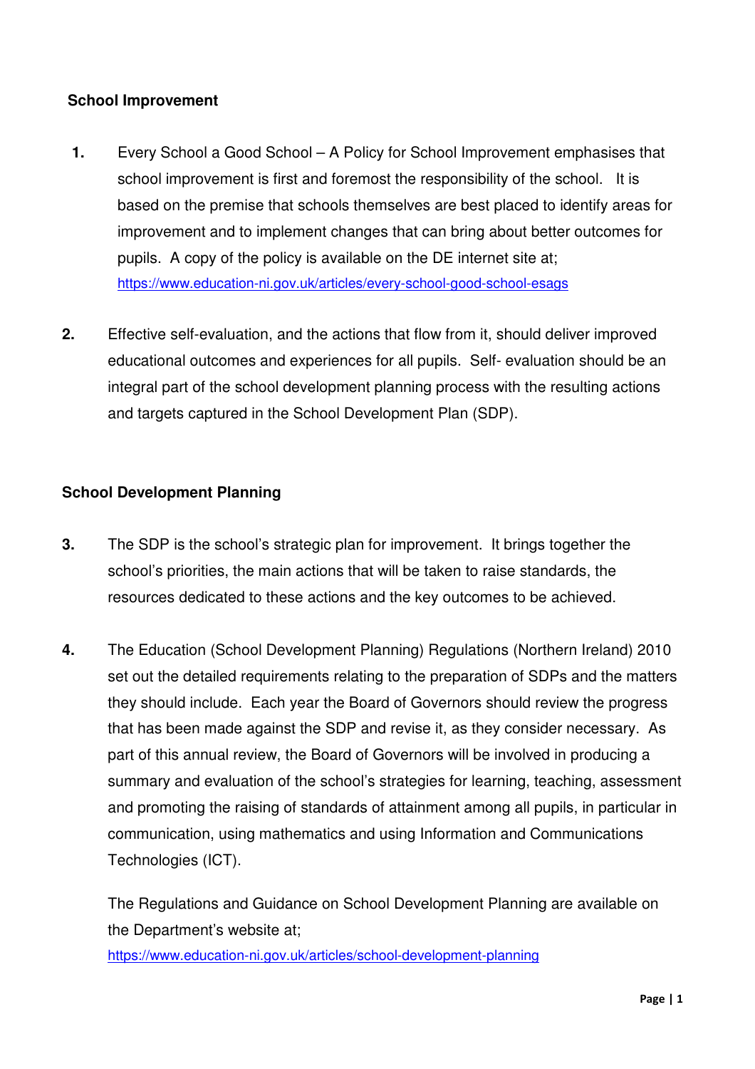**School Improvement**

1. Every School a Good School – A Policy for School Improvement emphasises that school improvement is first and foremost the responsibility of the school. It is based on the premise that schools themselves are best placed to identify areas for improvement and to implement changes that can bring about better outcomes for pupils. A copy of the policy is available on the DE internet site at; https://www.education-ni.gov.uk/articles/every-school-good-school-esags

2. Effective self-evaluation, and the actions that flow from it, should deliver improved educational outcomes and experiences for all pupils. Self- evaluation should be an integral part of the school development planning process with the resulting actions and targets captured in the School Development Plan (SDP).

**School Development Planning**

3. The SDP is the school's strategic plan for improvement. It brings together the school's priorities, the main actions that will be taken to raise standards, the resources dedicated to these actions and the key outcomes to be achieved.

4. The Education (School Development Planning) Regulations (Northern Ireland) 2010 set out the detailed requirements relating to the preparation of SDPs and the matters they should include. Each year the Board of Governors should review the progress that has been made against the SDP and revise it, as they consider necessary. As part of this annual review, the Board of Governors will be involved in producing a summary and evaluation of the school's strategies for learning, teaching, assessment and promoting the raising of standards of attainment among all pupils, in particular in communication, using mathematics and using Information and Communications Technologies (ICT).

   The Regulations and Guidance on School Development Planning are available on the Department's website at; https://www.education-ni.gov.uk/articles/school-development-planning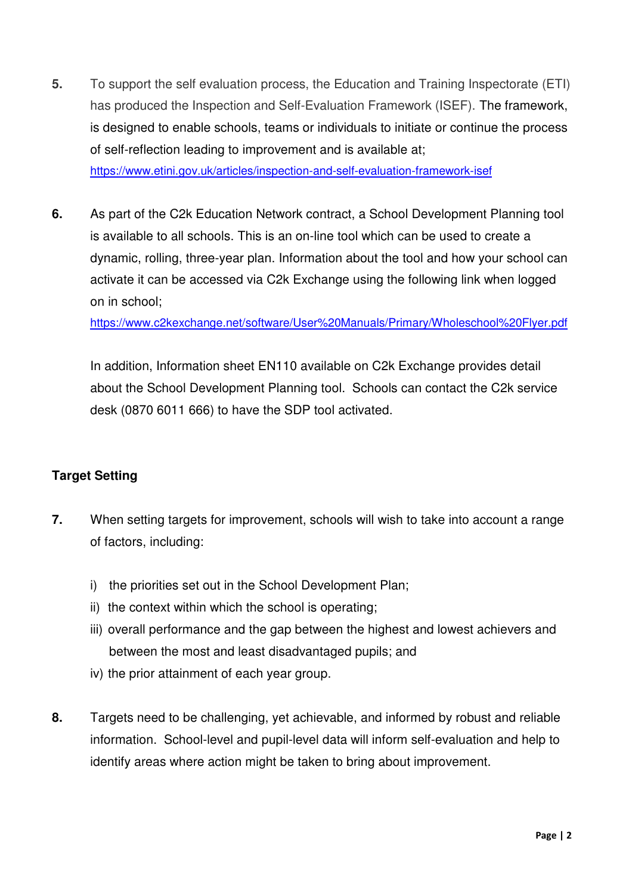**5.** To support the self evaluation process, the Education and Training Inspectorate (ETI) has produced the Inspection and Self-Evaluation Framework (ISEF). The framework, is designed to enable schools, teams or individuals to initiate or continue the process of self-reflection leading to improvement and is available at; https://www.etini.gov.uk/articles/inspection-and-self-evaluation-framework-isef

**6.** As part of the C2k Education Network contract, a School Development Planning tool is available to all schools. This is an on-line tool which can be used to create a dynamic, rolling, three-year plan. Information about the tool and how your school can activate it can be accessed via C2k Exchange using the following link when logged on in school; https://www.c2kexchange.net/software/User%20Manuals/Primary/Wholeschool%20Flyer.pdf

In addition, Information sheet EN110 available on C2k Exchange provides detail about the School Development Planning tool. Schools can contact the C2k service desk (0870 6011 666) to have the SDP tool activated.

**Target Setting**

**7.** When setting targets for improvement, schools will wish to take into account a range of factors, including:

i) the priorities set out in the School Development Plan;
ii) the context within which the school is operating;
iii) overall performance and the gap between the highest and lowest achievers and between the most and least disadvantaged pupils; and
iv) the prior attainment of each year group.

**8.** Targets need to be challenging, yet achievable, and informed by robust and reliable information. School-level and pupil-level data will inform self-evaluation and help to identify areas where action might be taken to bring about improvement.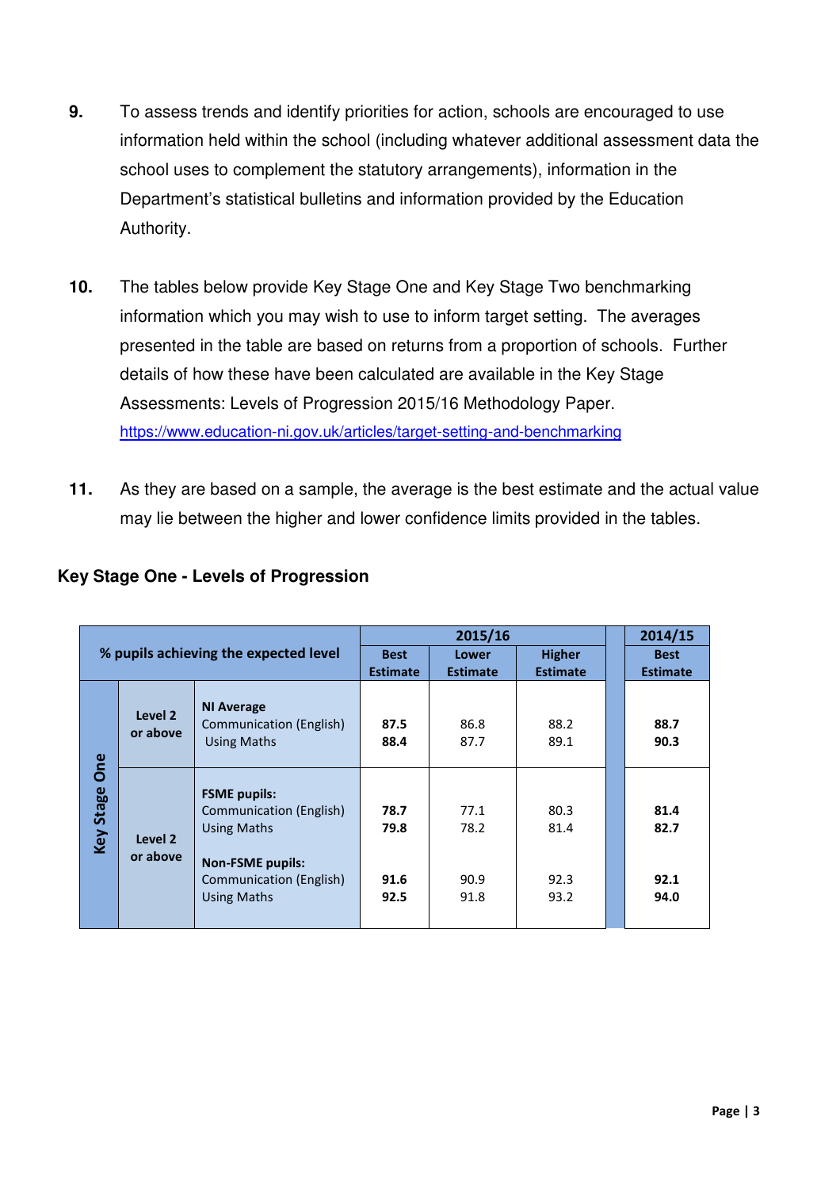9. To assess trends and identify priorities for action, schools are encouraged to use information held within the school (including whatever additional assessment data the school uses to complement the statutory arrangements), information in the Department's statistical bulletins and information provided by the Education Authority.

10. The tables below provide Key Stage One and Key Stage Two benchmarking information which you may wish to use to inform target setting. The averages presented in the table are based on returns from a proportion of schools. Further details of how these have been calculated are available in the Key Stage Assessments: Levels of Progression 2015/16 Methodology Paper. https://www.education-ni.gov.uk/articles/target-setting-and-benchmarking

11. As they are based on a sample, the average is the best estimate and the actual value may lie between the higher and lower confidence limits provided in the tables.

### Key Stage One - Levels of Progression

| % pupils achieving the expected level | | | 2015/16 | | | 2014/15 |
|---|---|---|---|---|---|---|
| | | | **Best Estimate** | **Lower Estimate** | **Higher Estimate** | **Best Estimate** |
| **Key Stage One** | **Level 2 or above** | **NI Average** | | | | |
| | | Communication (English) | **87.5** | 86.8 | 88.2 | **88.7** |
| | | Using Maths | **88.4** | 87.7 | 89.1 | **90.3** |
| | **Level 2 or above** | **FSME pupils:** | | | | |
| | | Communication (English) | **78.7** | 77.1 | 80.3 | **81.4** |
| | | Using Maths | **79.8** | 78.2 | 81.4 | **82.7** |
| | | **Non-FSME pupils:** | | | | |
| | | Communication (English) | **91.6** | 90.9 | 92.3 | **92.1** |
| | | Using Maths | **92.5** | 91.8 | 93.2 | **94.0** |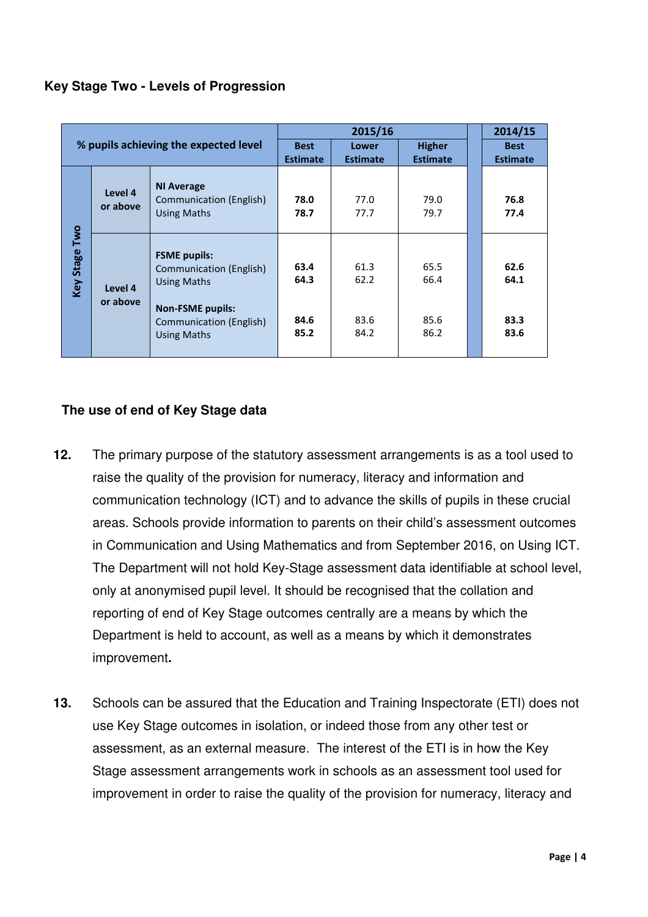**Key Stage Two - Levels of Progression**

| % pupils achieving the expected level | | | 2015/16 | | | 2014/15 |
|---|---|---|---|---|---|---|
| | | | **Best Estimate** | **Lower Estimate** | **Higher Estimate** | **Best Estimate** |
| **Key Stage Two** | **Level 4 or above** | **NI Average** | | | | |
| | | Communication (English) | **78.0** | 77.0 | 79.0 | **76.8** |
| | | Using Maths | **78.7** | 77.7 | 79.7 | **77.4** |
| | **Level 4 or above** | **FSME pupils:** | | | | |
| | | Communication (English) | **63.4** | 61.3 | 65.5 | **62.6** |
| | | Using Maths | **64.3** | 62.2 | 66.4 | **64.1** |
| | | **Non-FSME pupils:** | | | | |
| | | Communication (English) | **84.6** | 83.6 | 85.6 | **83.3** |
| | | Using Maths | **85.2** | 84.2 | 86.2 | **83.6** |

**The use of end of Key Stage data**

**12.** The primary purpose of the statutory assessment arrangements is as a tool used to raise the quality of the provision for numeracy, literacy and information and communication technology (ICT) and to advance the skills of pupils in these crucial areas. Schools provide information to parents on their child's assessment outcomes in Communication and Using Mathematics and from September 2016, on Using ICT. The Department will not hold Key-Stage assessment data identifiable at school level, only at anonymised pupil level. It should be recognised that the collation and reporting of end of Key Stage outcomes centrally are a means by which the Department is held to account, as well as a means by which it demonstrates improvement**.**

**13.** Schools can be assured that the Education and Training Inspectorate (ETI) does not use Key Stage outcomes in isolation, or indeed those from any other test or assessment, as an external measure. The interest of the ETI is in how the Key Stage assessment arrangements work in schools as an assessment tool used for improvement in order to raise the quality of the provision for numeracy, literacy and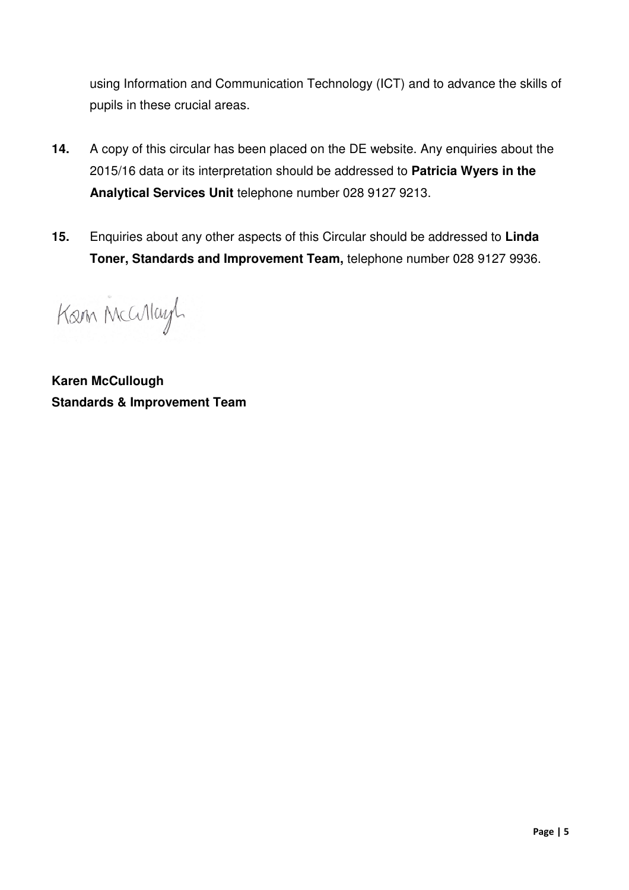using Information and Communication Technology (ICT) and to advance the skills of pupils in these crucial areas.

**14.** A copy of this circular has been placed on the DE website. Any enquiries about the 2015/16 data or its interpretation should be addressed to **Patricia Wyers in the Analytical Services Unit** telephone number 028 9127 9213.

**15.** Enquiries about any other aspects of this Circular should be addressed to **Linda Toner, Standards and Improvement Team,** telephone number 028 9127 9936.

Karen McCullough

**Karen McCullough**
**Standards & Improvement Team**